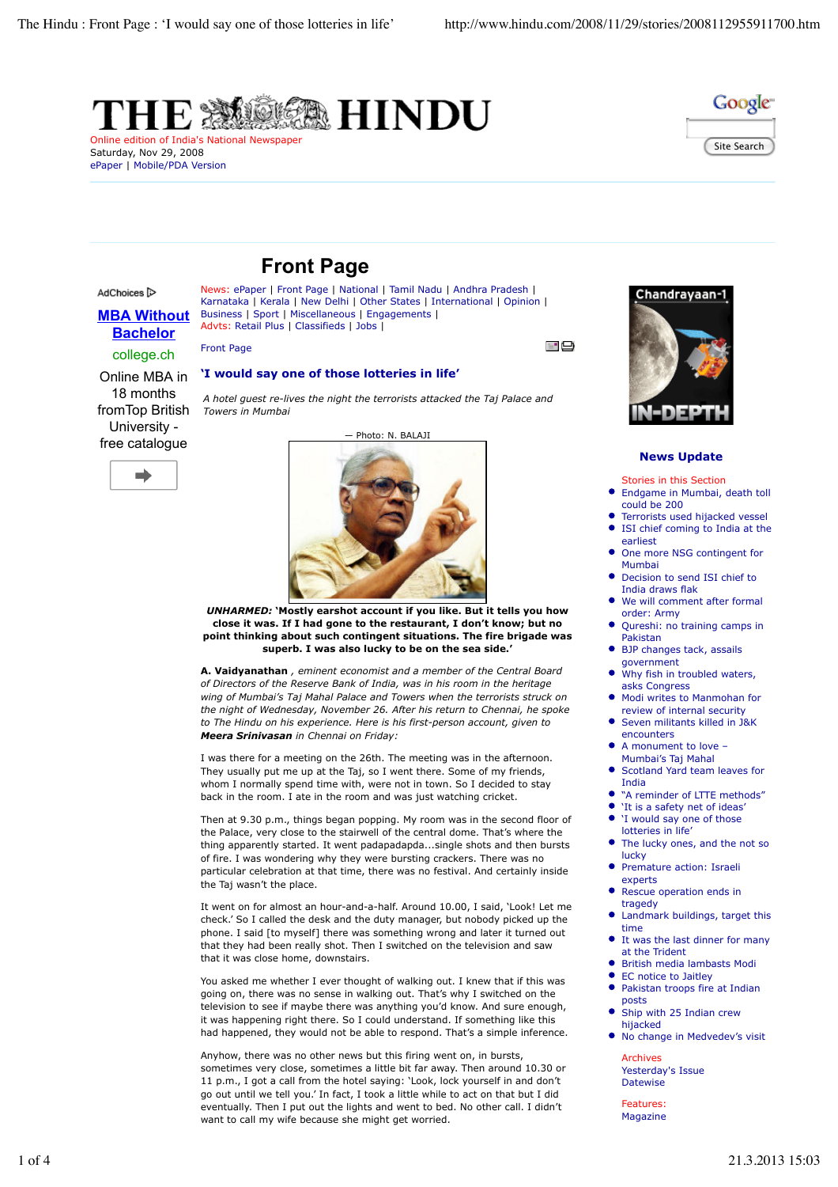# THE HINDU

Online edition of India's National Newspaper
Saturday, Nov 29, 2008

ePaper | Mobile/PDA Version

## Front Page

News: ePaper | Front Page | National | Tamil Nadu | Andhra Pradesh | Karnataka | Kerala | New Delhi | Other States | International | Opinion | Business | Sport | Miscellaneous | Engagements |
Advts: Retail Plus | Classifieds | Jobs |

Front Page

### 'I would say one of those lotteries in life'

*A hotel guest re-lives the night the terrorists attacked the Taj Palace and Towers in Mumbai*

— Photo: N. BALAJI

***UNHARMED:*** **'Mostly earshot account if you like. But it tells you how close it was. If I had gone to the restaurant, I don't know; but no point thinking about such contingent situations. The fire brigade was superb. I was also lucky to be on the sea side.'**

**A. Vaidyanathan** *, eminent economist and a member of the Central Board of Directors of the Reserve Bank of India, was in his room in the heritage wing of Mumbai's Taj Mahal Palace and Towers when the terrorists struck on the night of Wednesday, November 26. After his return to Chennai, he spoke to The Hindu on his experience. Here is his first-person account, given to* **Meera Srinivasan** *in Chennai on Friday:*

I was there for a meeting on the 26th. The meeting was in the afternoon. They usually put me up at the Taj, so I went there. Some of my friends, whom I normally spend time with, were not in town. So I decided to stay back in the room. I ate in the room and was just watching cricket.

Then at 9.30 p.m., things began popping. My room was in the second floor of the Palace, very close to the stairwell of the central dome. That's where the thing apparently started. It went padapadapda...single shots and then bursts of fire. I was wondering why they were bursting crackers. There was no particular celebration at that time, there was no festival. And certainly inside the Taj wasn't the place.

It went on for almost an hour-and-a-half. Around 10.00, I said, 'Look! Let me check.' So I called the desk and the duty manager, but nobody picked up the phone. I said [to myself] there was something wrong and later it turned out that they had been really shot. Then I switched on the television and saw that it was close home, downstairs.

You asked me whether I ever thought of walking out. I knew that if this was going on, there was no sense in walking out. That's why I switched on the television to see if maybe there was anything you'd know. And sure enough, it was happening right there. So I could understand. If something like this had happened, they would not be able to respond. That's a simple inference.

Anyhow, there was no other news but this firing went on, in bursts, sometimes very close, sometimes a little bit far away. Then around 10.30 or 11 p.m., I got a call from the hotel saying: 'Look, lock yourself in and don't go out until we tell you.' In fact, I took a little while to act on that but I did eventually. Then I put out the lights and went to bed. No other call. I didn't want to call my wife because she might get worried.

AdChoices

**MBA Without Bachelor**
college.ch
Online MBA in 18 months fromTop British University - free catalogue

Chandrayaan-1 IN-DEPTH

### News Update

Stories in this Section

- Endgame in Mumbai, death toll could be 200
- Terrorists used hijacked vessel
- ISI chief coming to India at the earliest
- One more NSG contingent for Mumbai
- Decision to send ISI chief to India draws flak
- We will comment after formal order: Army
- Qureshi: no training camps in Pakistan
- BJP changes tack, assails government
- Why fish in troubled waters, asks Congress
- Modi writes to Manmohan for review of internal security
- Seven militants killed in J&K encounters
- A monument to love – Mumbai's Taj Mahal
- Scotland Yard team leaves for India
- "A reminder of LTTE methods"
- 'It is a safety net of ideas'
- 'I would say one of those lotteries in life'
- The lucky ones, and the not so lucky
- Premature action: Israeli experts
- Rescue operation ends in tragedy
- Landmark buildings, target this time
- It was the last dinner for many at the Trident
- British media lambasts Modi
- EC notice to Jaitley
- Pakistan troops fire at Indian posts
- Ship with 25 Indian crew hijacked
- No change in Medvedev's visit

Archives
Yesterday's Issue
Datewise

Features:
Magazine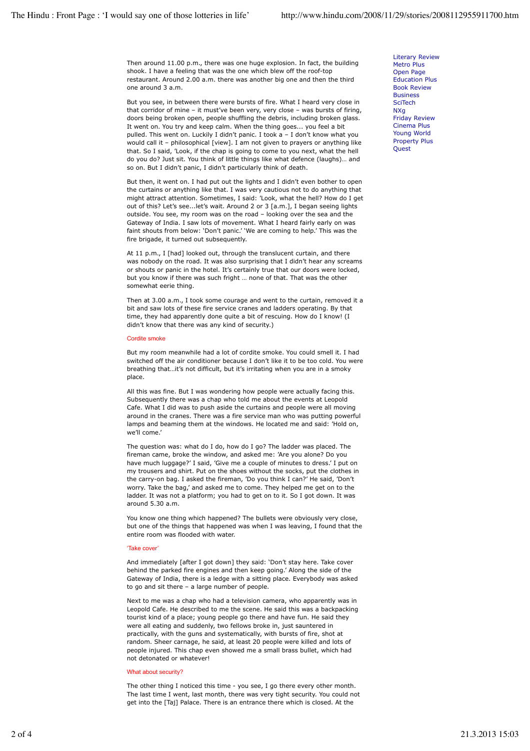Then around 11.00 p.m., there was one huge explosion. In fact, the building shook. I have a feeling that was the one which blew off the roof-top restaurant. Around 2.00 a.m. there was another big one and then the third one around 3 a.m.

But you see, in between there were bursts of fire. What I heard very close in that corridor of mine – it must've been very, very close – was bursts of firing, doors being broken open, people shuffling the debris, including broken glass. It went on. You try and keep calm. When the thing goes... you feel a bit pulled. This went on. Luckily I didn't panic. I took a – I don't know what you would call it – philosophical [view]. I am not given to prayers or anything like that. So I said, 'Look, if the chap is going to come to you next, what the hell do you do? Just sit. You think of little things like what defence (laughs)… and so on. But I didn't panic, I didn't particularly think of death.

But then, it went on. I had put out the lights and I didn't even bother to open the curtains or anything like that. I was very cautious not to do anything that might attract attention. Sometimes, I said: 'Look, what the hell? How do I get out of this? Let's see...let's wait. Around 2 or 3 [a.m.], I began seeing lights outside. You see, my room was on the road – looking over the sea and the Gateway of India. I saw lots of movement. What I heard fairly early on was faint shouts from below: 'Don't panic.' 'We are coming to help.' This was the fire brigade, it turned out subsequently.

At 11 p.m., I [had] looked out, through the translucent curtain, and there was nobody on the road. It was also surprising that I didn't hear any screams or shouts or panic in the hotel. It's certainly true that our doors were locked, but you know if there was such fright … none of that. That was the other somewhat eerie thing.

Then at 3.00 a.m., I took some courage and went to the curtain, removed it a bit and saw lots of these fire service cranes and ladders operating. By that time, they had apparently done quite a bit of rescuing. How do I know! (I didn't know that there was any kind of security.)

## Cordite smoke

But my room meanwhile had a lot of cordite smoke. You could smell it. I had switched off the air conditioner because I don't like it to be too cold. You were breathing that…it's not difficult, but it's irritating when you are in a smoky place.

All this was fine. But I was wondering how people were actually facing this. Subsequently there was a chap who told me about the events at Leopold Cafe. What I did was to push aside the curtains and people were all moving around in the cranes. There was a fire service man who was putting powerful lamps and beaming them at the windows. He located me and said: 'Hold on, we'll come.'

The question was: what do I do, how do I go? The ladder was placed. The fireman came, broke the window, and asked me: 'Are you alone? Do you have much luggage?' I said, 'Give me a couple of minutes to dress.' I put on my trousers and shirt. Put on the shoes without the socks, put the clothes in the carry-on bag. I asked the fireman, 'Do you think I can?' He said, 'Don't worry. Take the bag,' and asked me to come. They helped me get on to the ladder. It was not a platform; you had to get on to it. So I got down. It was around 5.30 a.m.

You know one thing which happened? The bullets were obviously very close, but one of the things that happened was when I was leaving, I found that the entire room was flooded with water.

## 'Take cover'

And immediately [after I got down] they said: 'Don't stay here. Take cover behind the parked fire engines and then keep going.' Along the side of the Gateway of India, there is a ledge with a sitting place. Everybody was asked to go and sit there – a large number of people.

Next to me was a chap who had a television camera, who apparently was in Leopold Cafe. He described to me the scene. He said this was a backpacking tourist kind of a place; young people go there and have fun. He said they were all eating and suddenly, two fellows broke in, just sauntered in practically, with the guns and systematically, with bursts of fire, shot at random. Sheer carnage, he said, at least 20 people were killed and lots of people injured. This chap even showed me a small brass bullet, which had not detonated or whatever!

## What about security?

The other thing I noticed this time - you see, I go there every other month. The last time I went, last month, there was very tight security. You could not get into the [Taj] Palace. There is an entrance there which is closed. At the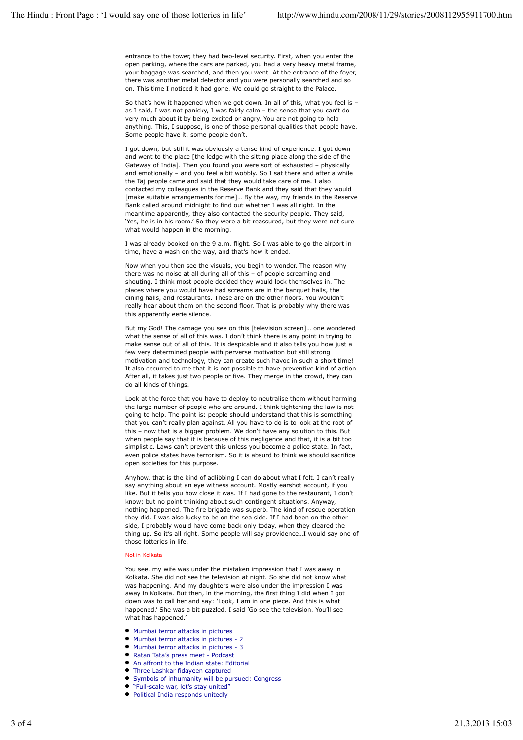entrance to the tower, they had two-level security. First, when you enter the open parking, where the cars are parked, you had a very heavy metal frame, your baggage was searched, and then you went. At the entrance of the foyer, there was another metal detector and you were personally searched and so on. This time I noticed it had gone. We could go straight to the Palace.

So that's how it happened when we got down. In all of this, what you feel is – as I said, I was not panicky, I was fairly calm – the sense that you can't do very much about it by being excited or angry. You are not going to help anything. This, I suppose, is one of those personal qualities that people have. Some people have it, some people don't.

I got down, but still it was obviously a tense kind of experience. I got down and went to the place [the ledge with the sitting place along the side of the Gateway of India]. Then you found you were sort of exhausted – physically and emotionally – and you feel a bit wobbly. So I sat there and after a while the Taj people came and said that they would take care of me. I also contacted my colleagues in the Reserve Bank and they said that they would [make suitable arrangements for me]… By the way, my friends in the Reserve Bank called around midnight to find out whether I was all right. In the meantime apparently, they also contacted the security people. They said, 'Yes, he is in his room.' So they were a bit reassured, but they were not sure what would happen in the morning.

I was already booked on the 9 a.m. flight. So I was able to go the airport in time, have a wash on the way, and that's how it ended.

Now when you then see the visuals, you begin to wonder. The reason why there was no noise at all during all of this – of people screaming and shouting. I think most people decided they would lock themselves in. The places where you would have had screams are in the banquet halls, the dining halls, and restaurants. These are on the other floors. You wouldn't really hear about them on the second floor. That is probably why there was this apparently eerie silence.

But my God! The carnage you see on this [television screen]… one wondered what the sense of all of this was. I don't think there is any point in trying to make sense out of all of this. It is despicable and it also tells you how just a few very determined people with perverse motivation but still strong motivation and technology, they can create such havoc in such a short time! It also occurred to me that it is not possible to have preventive kind of action. After all, it takes just two people or five. They merge in the crowd, they can do all kinds of things.

Look at the force that you have to deploy to neutralise them without harming the large number of people who are around. I think tightening the law is not going to help. The point is: people should understand that this is something that you can't really plan against. All you have to do is to look at the root of this – now that is a bigger problem. We don't have any solution to this. But when people say that it is because of this negligence and that, it is a bit too simplistic. Laws can't prevent this unless you become a police state. In fact, even police states have terrorism. So it is absurd to think we should sacrifice open societies for this purpose.

Anyhow, that is the kind of adlibbing I can do about what I felt. I can't really say anything about an eye witness account. Mostly earshot account, if you like. But it tells you how close it was. If I had gone to the restaurant, I don't know; but no point thinking about such contingent situations. Anyway, nothing happened. The fire brigade was superb. The kind of rescue operation they did. I was also lucky to be on the sea side. If I had been on the other side, I probably would have come back only today, when they cleared the thing up. So it's all right. Some people will say providence…I would say one of those lotteries in life.

### Not in Kolkata

You see, my wife was under the mistaken impression that I was away in Kolkata. She did not see the television at night. So she did not know what was happening. And my daughters were also under the impression I was away in Kolkata. But then, in the morning, the first thing I did when I got down was to call her and say: 'Look, I am in one piece. And this is what happened.' She was a bit puzzled. I said 'Go see the television. You'll see what has happened.'

- Mumbai terror attacks in pictures
- Mumbai terror attacks in pictures - 2
- Mumbai terror attacks in pictures - 3
- Ratan Tata's press meet - Podcast
- An affront to the Indian state: Editorial
- Three Lashkar fidayeen captured
- Symbols of inhumanity will be pursued: Congress
- "Full-scale war, let's stay united"
- Political India responds unitedly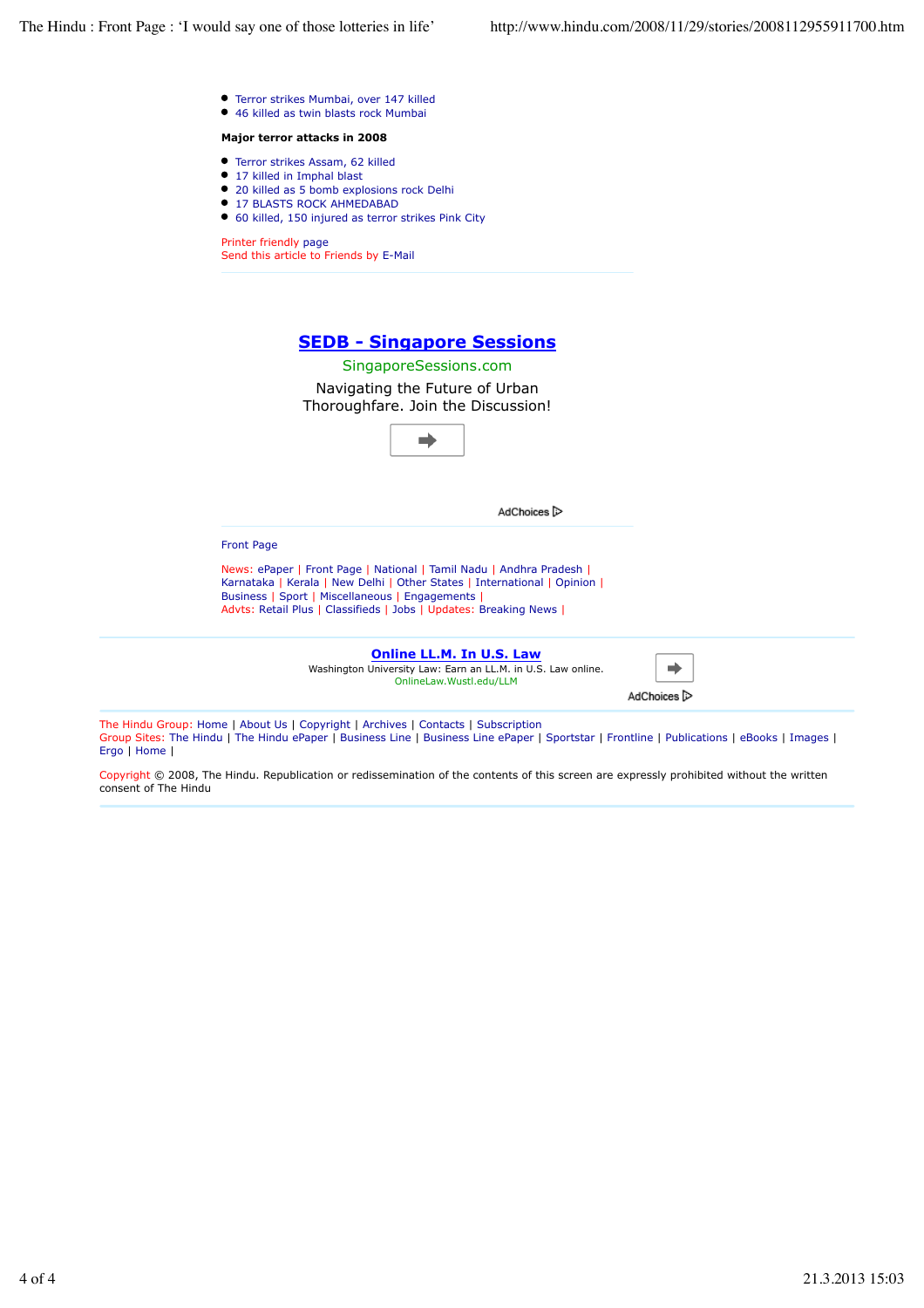- Terror strikes Mumbai, over 147 killed
- 46 killed as twin blasts rock Mumbai

**Major terror attacks in 2008**

- Terror strikes Assam, 62 killed
- 17 killed in Imphal blast
- 20 killed as 5 bomb explosions rock Delhi
- 17 BLASTS ROCK AHMEDABAD
- 60 killed, 150 injured as terror strikes Pink City

Printer friendly page
Send this article to Friends by E-Mail

**SEDB - Singapore Sessions**
SingaporeSessions.com
Navigating the Future of Urban Thoroughfare. Join the Discussion!

AdChoices

Front Page

News: ePaper | Front Page | National | Tamil Nadu | Andhra Pradesh | Karnataka | Kerala | New Delhi | Other States | International | Opinion | Business | Sport | Miscellaneous | Engagements |
Advts: Retail Plus | Classifieds | Jobs | Updates: Breaking News |

**Online LL.M. In U.S. Law**
Washington University Law: Earn an LL.M. in U.S. Law online.
OnlineLaw.Wustl.edu/LLM

AdChoices

The Hindu Group: Home | About Us | Copyright | Archives | Contacts | Subscription
Group Sites: The Hindu | The Hindu ePaper | Business Line | Business Line ePaper | Sportstar | Frontline | Publications | eBooks | Images | Ergo | Home |

Copyright © 2008, The Hindu. Republication or redissemination of the contents of this screen are expressly prohibited without the written consent of The Hindu